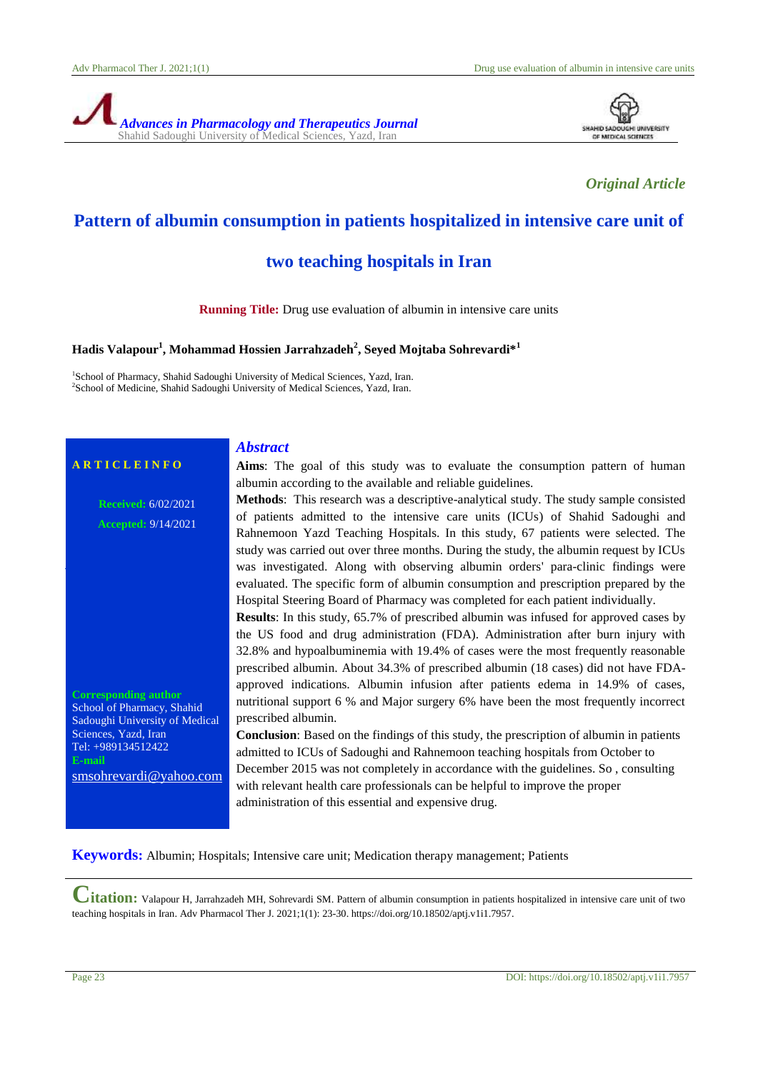*Original Article*

# Pattern of albumin consumption in patients hospitalized in intensive care unit of two teaching hospitals in Iran

**Running Title:** Drug use evaluation of albumin in intensive care units

**Hadis Valapour[1], Mohammad Hossien Jarrahzadeh[2], Seyed Mojtaba Sohrevardi*[1]**

[1]School of Pharmacy, Shahid Sadoughi University of Medical Sciences, Yazd, Iran.
[2]School of Medicine, Shahid Sadoughi University of Medical Sciences, Yazd, Iran.

**ARTICLE INFO**

**Received:** 6/02/2021
**Accepted:** 9/14/2021

**Corresponding author**
School of Pharmacy, Shahid Sadoughi University of Medical Sciences, Yazd, Iran
Tel: +989134512422
**E-mail**
smsohrevardi@yahoo.com

## Abstract

**Aims**: The goal of this study was to evaluate the consumption pattern of human albumin according to the available and reliable guidelines.

**Methods**: This research was a descriptive-analytical study. The study sample consisted of patients admitted to the intensive care units (ICUs) of Shahid Sadoughi and Rahnemoon Yazd Teaching Hospitals. In this study, 67 patients were selected. The study was carried out over three months. During the study, the albumin request by ICUs was investigated. Along with observing albumin orders' para-clinic findings were evaluated. The specific form of albumin consumption and prescription prepared by the Hospital Steering Board of Pharmacy was completed for each patient individually.

**Results**: In this study, 65.7% of prescribed albumin was infused for approved cases by the US food and drug administration (FDA). Administration after burn injury with 32.8% and hypoalbuminemia with 19.4% of cases were the most frequently reasonable prescribed albumin. About 34.3% of prescribed albumin (18 cases) did not have FDA-approved indications. Albumin infusion after patients edema in 14.9% of cases, nutritional support 6 % and Major surgery 6% have been the most frequently incorrect prescribed albumin.

**Conclusion**: Based on the findings of this study, the prescription of albumin in patients admitted to ICUs of Sadoughi and Rahnemoon teaching hospitals from October to December 2015 was not completely in accordance with the guidelines. So , consulting with relevant health care professionals can be helpful to improve the proper administration of this essential and expensive drug.

**Keywords:** Albumin; Hospitals; Intensive care unit; Medication therapy management; Patients

**Citation:** Valapour H, Jarrahzadeh MH, Sohrevardi SM. Pattern of albumin consumption in patients hospitalized in intensive care unit of two teaching hospitals in Iran. Adv Pharmacol Ther J. 2021;1(1): 23-30. https://doi.org/10.18502/aptj.v1i1.7957.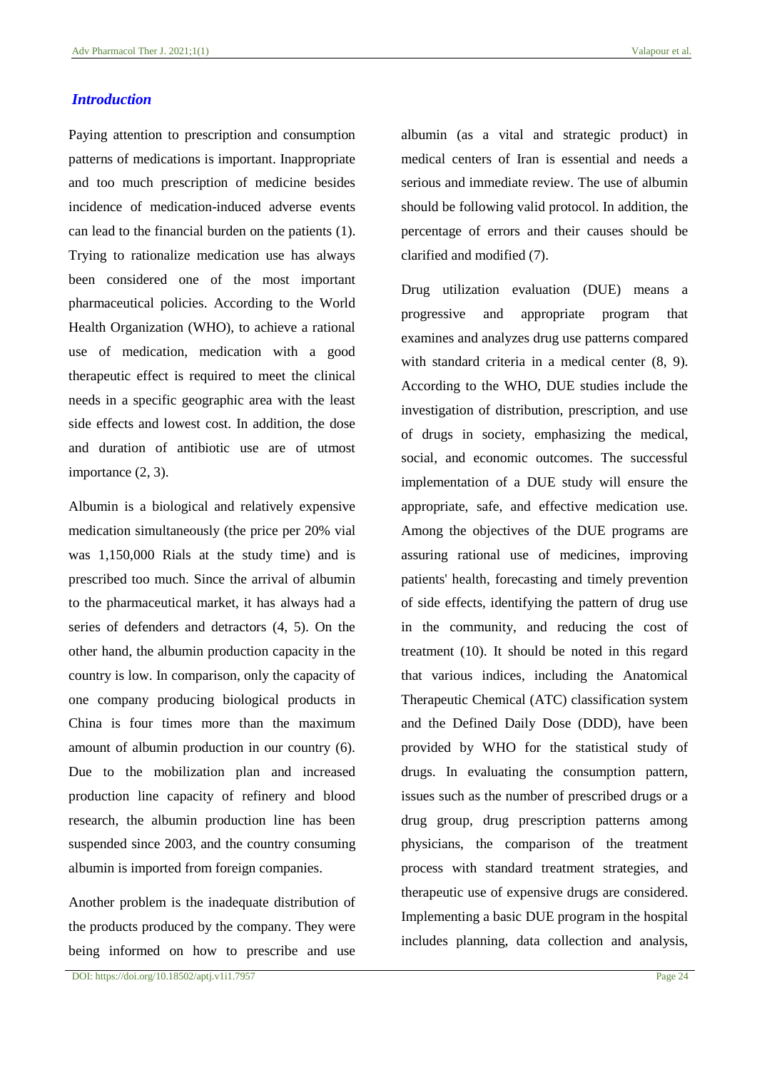## *Introduction*

Paying attention to prescription and consumption patterns of medications is important. Inappropriate and too much prescription of medicine besides incidence of medication-induced adverse events can lead to the financial burden on the patients (1). Trying to rationalize medication use has always been considered one of the most important pharmaceutical policies. According to the World Health Organization (WHO), to achieve a rational use of medication, medication with a good therapeutic effect is required to meet the clinical needs in a specific geographic area with the least side effects and lowest cost. In addition, the dose and duration of antibiotic use are of utmost importance (2, 3).

Albumin is a biological and relatively expensive medication simultaneously (the price per 20% vial was 1,150,000 Rials at the study time) and is prescribed too much. Since the arrival of albumin to the pharmaceutical market, it has always had a series of defenders and detractors (4, 5). On the other hand, the albumin production capacity in the country is low. In comparison, only the capacity of one company producing biological products in China is four times more than the maximum amount of albumin production in our country (6). Due to the mobilization plan and increased production line capacity of refinery and blood research, the albumin production line has been suspended since 2003, and the country consuming albumin is imported from foreign companies.

Another problem is the inadequate distribution of the products produced by the company. They were being informed on how to prescribe and use albumin (as a vital and strategic product) in medical centers of Iran is essential and needs a serious and immediate review. The use of albumin should be following valid protocol. In addition, the percentage of errors and their causes should be clarified and modified (7).

Drug utilization evaluation (DUE) means a progressive and appropriate program that examines and analyzes drug use patterns compared with standard criteria in a medical center (8, 9). According to the WHO, DUE studies include the investigation of distribution, prescription, and use of drugs in society, emphasizing the medical, social, and economic outcomes. The successful implementation of a DUE study will ensure the appropriate, safe, and effective medication use. Among the objectives of the DUE programs are assuring rational use of medicines, improving patients' health, forecasting and timely prevention of side effects, identifying the pattern of drug use in the community, and reducing the cost of treatment (10). It should be noted in this regard that various indices, including the Anatomical Therapeutic Chemical (ATC) classification system and the Defined Daily Dose (DDD), have been provided by WHO for the statistical study of drugs. In evaluating the consumption pattern, issues such as the number of prescribed drugs or a drug group, drug prescription patterns among physicians, the comparison of the treatment process with standard treatment strategies, and therapeutic use of expensive drugs are considered. Implementing a basic DUE program in the hospital includes planning, data collection and analysis,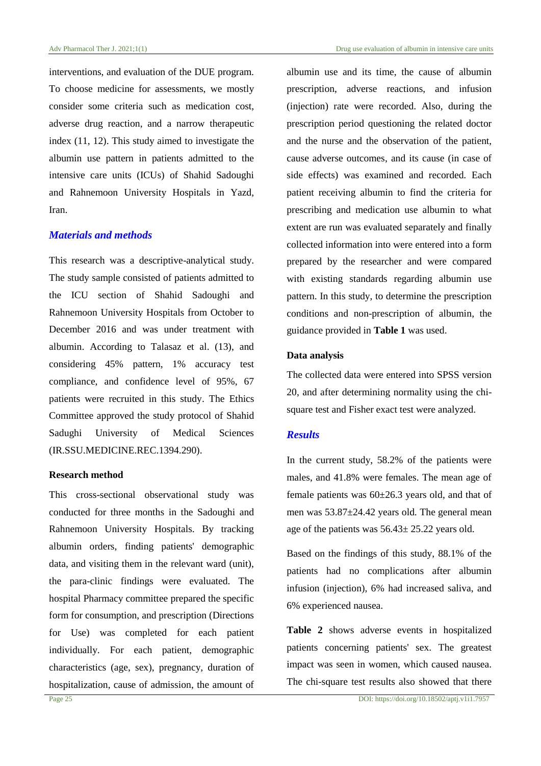interventions, and evaluation of the DUE program. To choose medicine for assessments, we mostly consider some criteria such as medication cost, adverse drug reaction, and a narrow therapeutic index (11, 12). This study aimed to investigate the albumin use pattern in patients admitted to the intensive care units (ICUs) of Shahid Sadoughi and Rahnemoon University Hospitals in Yazd, Iran.

## *Materials and methods*

This research was a descriptive-analytical study. The study sample consisted of patients admitted to the ICU section of Shahid Sadoughi and Rahnemoon University Hospitals from October to December 2016 and was under treatment with albumin. According to Talasaz et al. (13), and considering 45% pattern, 1% accuracy test compliance, and confidence level of 95%, 67 patients were recruited in this study. The Ethics Committee approved the study protocol of Shahid Sadughi University of Medical Sciences (IR.SSU.MEDICINE.REC.1394.290).

### Research method

This cross-sectional observational study was conducted for three months in the Sadoughi and Rahnemoon University Hospitals. By tracking albumin orders, finding patients' demographic data, and visiting them in the relevant ward (unit), the para-clinic findings were evaluated. The hospital Pharmacy committee prepared the specific form for consumption, and prescription (Directions for Use) was completed for each patient individually. For each patient, demographic characteristics (age, sex), pregnancy, duration of hospitalization, cause of admission, the amount of albumin use and its time, the cause of albumin prescription, adverse reactions, and infusion (injection) rate were recorded. Also, during the prescription period questioning the related doctor and the nurse and the observation of the patient, cause adverse outcomes, and its cause (in case of side effects) was examined and recorded. Each patient receiving albumin to find the criteria for prescribing and medication use albumin to what extent are run was evaluated separately and finally collected information into were entered into a form prepared by the researcher and were compared with existing standards regarding albumin use pattern. In this study, to determine the prescription conditions and non-prescription of albumin, the guidance provided in **Table 1** was used.

### Data analysis

The collected data were entered into SPSS version 20, and after determining normality using the chi-square test and Fisher exact test were analyzed.

## *Results*

In the current study, 58.2% of the patients were males, and 41.8% were females. The mean age of female patients was 60±26.3 years old, and that of men was 53.87±24.42 years old. The general mean age of the patients was 56.43± 25.22 years old.

Based on the findings of this study, 88.1% of the patients had no complications after albumin infusion (injection), 6% had increased saliva, and 6% experienced nausea.

**Table 2** shows adverse events in hospitalized patients concerning patients' sex. The greatest impact was seen in women, which caused nausea. The chi-square test results also showed that there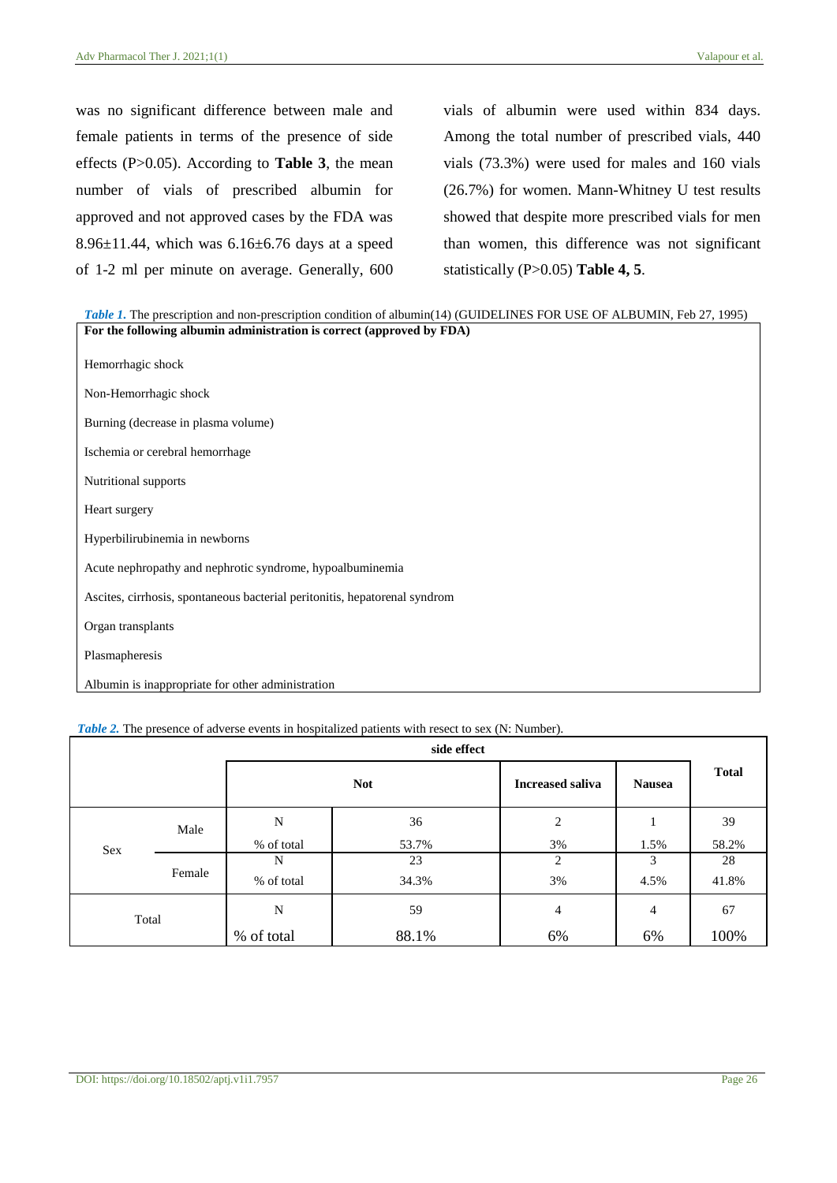was no significant difference between male and female patients in terms of the presence of side effects (P>0.05). According to **Table 3**, the mean number of vials of prescribed albumin for approved and not approved cases by the FDA was 8.96±11.44, which was 6.16±6.76 days at a speed of 1-2 ml per minute on average. Generally, 600 vials of albumin were used within 834 days. Among the total number of prescribed vials, 440 vials (73.3%) were used for males and 160 vials (26.7%) for women. Mann-Whitney U test results showed that despite more prescribed vials for men than women, this difference was not significant statistically (P>0.05) **Table 4, 5**.

*Table 1.* The prescription and non-prescription condition of albumin(14) (GUIDELINES FOR USE OF ALBUMIN, Feb 27, 1995)

| **For the following albumin administration is correct (approved by FDA)** |
|---|
| Hemorrhagic shock |
| Non-Hemorrhagic shock |
| Burning (decrease in plasma volume) |
| Ischemia or cerebral hemorrhage |
| Nutritional supports |
| Heart surgery |
| Hyperbilirubinemia in newborns |
| Acute nephropathy and nephrotic syndrome, hypoalbuminemia |
| Ascites, cirrhosis, spontaneous bacterial peritonitis, hepatorenal syndrom |
| Organ transplants |
| Plasmapheresis |
| Albumin is inappropriate for other administration |

*Table 2.* The presence of adverse events in hospitalized patients with resect to sex (N: Number).

| | | | **side effect** | | | |
|---|---|---|---|---|---|---|
| | | | **Not** | **Increased saliva** | **Nausea** | **Total** |
| Sex | Male | N | 36 | 2 | 1 | 39 |
| | | % of total | 53.7% | 3% | 1.5% | 58.2% |
| | Female | N | 23 | 2 | 3 | 28 |
| | | % of total | 34.3% | 3% | 4.5% | 41.8% |
| Total | | N | 59 | 4 | 4 | 67 |
| | | % of total | 88.1% | 6% | 6% | 100% |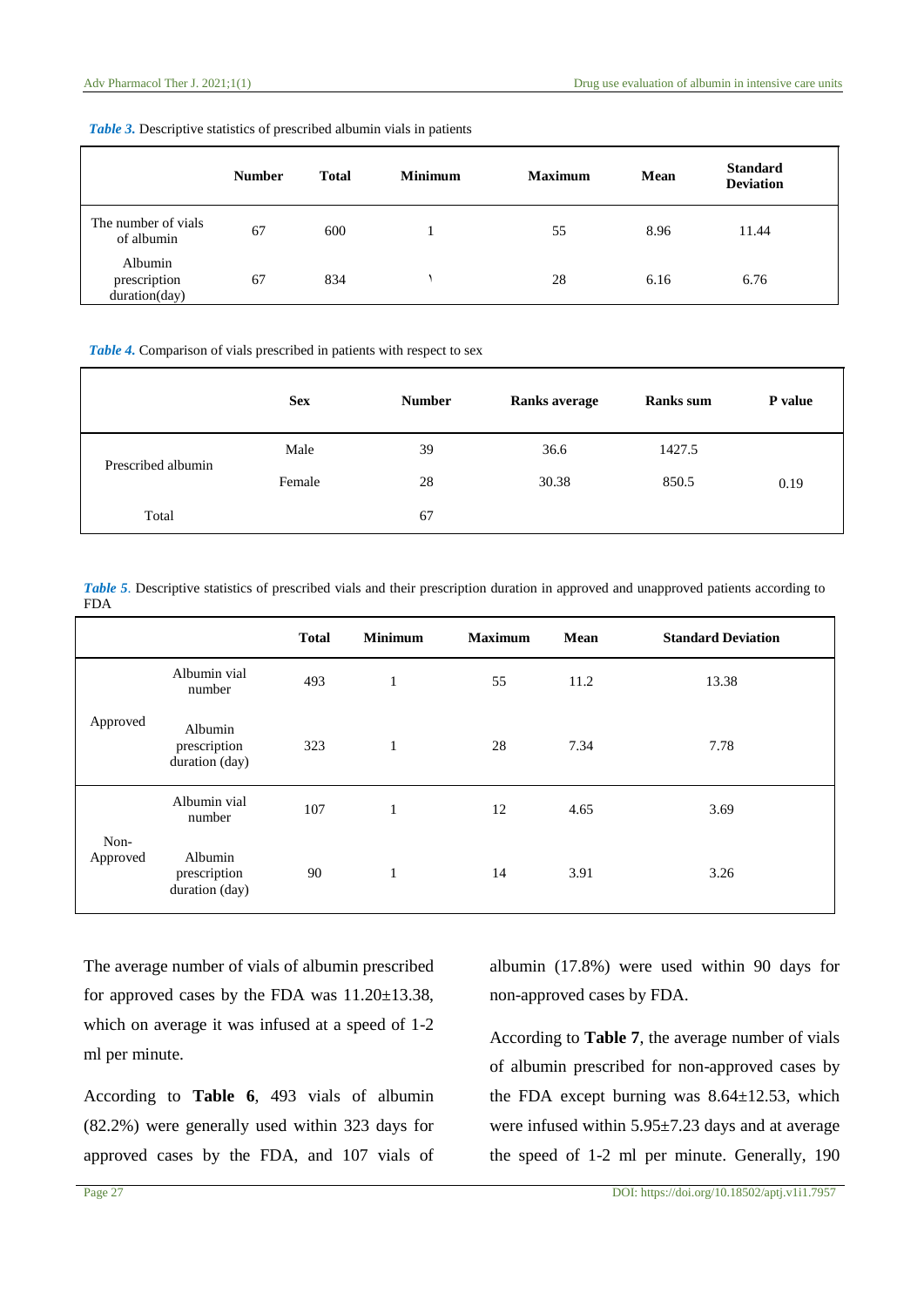*Table 3.* Descriptive statistics of prescribed albumin vials in patients

| | Number | Total | Minimum | Maximum | Mean | Standard Deviation |
|---|---|---|---|---|---|---|
| The number of vials of albumin | 67 | 600 | 1 | 55 | 8.96 | 11.44 |
| Albumin prescription duration(day) | 67 | 834 | ١ | 28 | 6.16 | 6.76 |

*Table 4.* Comparison of vials prescribed in patients with respect to sex

| | Sex | Number | Ranks average | Ranks sum | P value |
|---|---|---|---|---|---|
| Prescribed albumin | Male | 39 | 36.6 | 1427.5 | |
| | Female | 28 | 30.38 | 850.5 | 0.19 |
| Total | | 67 | | | |

*Table 5.* Descriptive statistics of prescribed vials and their prescription duration in approved and unapproved patients according to FDA

| | | Total | Minimum | Maximum | Mean | Standard Deviation |
|---|---|---|---|---|---|---|
| Approved | Albumin vial number | 493 | 1 | 55 | 11.2 | 13.38 |
| | Albumin prescription duration (day) | 323 | 1 | 28 | 7.34 | 7.78 |
| Non-Approved | Albumin vial number | 107 | 1 | 12 | 4.65 | 3.69 |
| | Albumin prescription duration (day) | 90 | 1 | 14 | 3.91 | 3.26 |

The average number of vials of albumin prescribed for approved cases by the FDA was 11.20±13.38, which on average it was infused at a speed of 1-2 ml per minute.

According to **Table 6**, 493 vials of albumin (82.2%) were generally used within 323 days for approved cases by the FDA, and 107 vials of albumin (17.8%) were used within 90 days for non-approved cases by FDA.

According to **Table 7**, the average number of vials of albumin prescribed for non-approved cases by the FDA except burning was 8.64±12.53, which were infused within 5.95±7.23 days and at average the speed of 1-2 ml per minute. Generally, 190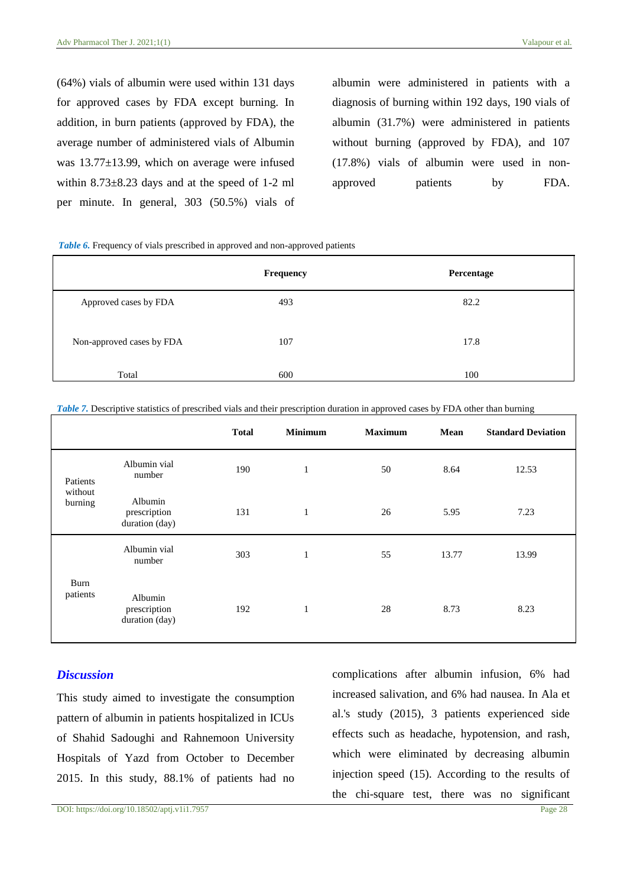(64%) vials of albumin were used within 131 days for approved cases by FDA except burning. In addition, in burn patients (approved by FDA), the average number of administered vials of Albumin was 13.77±13.99, which on average were infused within 8.73±8.23 days and at the speed of 1-2 ml per minute. In general, 303 (50.5%) vials of albumin were administered in patients with a diagnosis of burning within 192 days, 190 vials of albumin (31.7%) were administered in patients without burning (approved by FDA), and 107 (17.8%) vials of albumin were used in non-approved patients by FDA.

***Table 6.*** Frequency of vials prescribed in approved and non-approved patients

| | Frequency | Percentage |
|---|---|---|
| Approved cases by FDA | 493 | 82.2 |
| Non-approved cases by FDA | 107 | 17.8 |
| Total | 600 | 100 |

***Table 7.*** Descriptive statistics of prescribed vials and their prescription duration in approved cases by FDA other than burning

| | | Total | Minimum | Maximum | Mean | Standard Deviation |
|---|---|---|---|---|---|---|
| Patients without burning | Albumin vial number | 190 | 1 | 50 | 8.64 | 12.53 |
| | Albumin prescription duration (day) | 131 | 1 | 26 | 5.95 | 7.23 |
| Burn patients | Albumin vial number | 303 | 1 | 55 | 13.77 | 13.99 |
| | Albumin prescription duration (day) | 192 | 1 | 28 | 8.73 | 8.23 |

## Discussion

This study aimed to investigate the consumption pattern of albumin in patients hospitalized in ICUs of Shahid Sadoughi and Rahnemoon University Hospitals of Yazd from October to December 2015. In this study, 88.1% of patients had no complications after albumin infusion, 6% had increased salivation, and 6% had nausea. In Ala et al.'s study (2015), 3 patients experienced side effects such as headache, hypotension, and rash, which were eliminated by decreasing albumin injection speed (15). According to the results of the chi-square test, there was no significant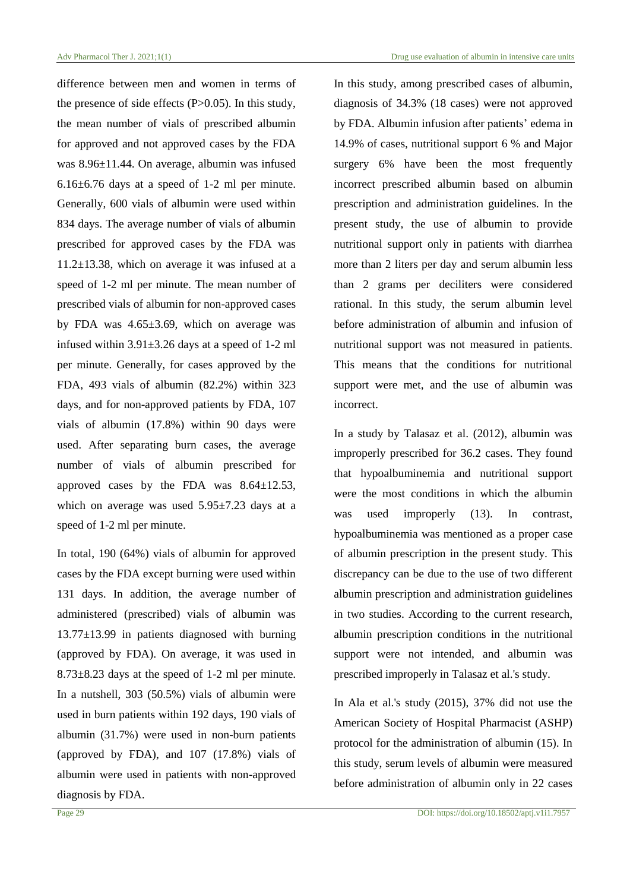difference between men and women in terms of the presence of side effects ($P>0.05$). In this study, the mean number of vials of prescribed albumin for approved and not approved cases by the FDA was $8.96\pm11.44$. On average, albumin was infused $6.16\pm6.76$ days at a speed of 1-2 ml per minute. Generally, 600 vials of albumin were used within 834 days. The average number of vials of albumin prescribed for approved cases by the FDA was $11.2\pm13.38$, which on average it was infused at a speed of 1-2 ml per minute. The mean number of prescribed vials of albumin for non-approved cases by FDA was $4.65\pm3.69$, which on average was infused within $3.91\pm3.26$ days at a speed of 1-2 ml per minute. Generally, for cases approved by the FDA, 493 vials of albumin (82.2%) within 323 days, and for non-approved patients by FDA, 107 vials of albumin (17.8%) within 90 days were used. After separating burn cases, the average number of vials of albumin prescribed for approved cases by the FDA was $8.64\pm12.53$, which on average was used $5.95\pm7.23$ days at a speed of 1-2 ml per minute.

In total, 190 (64%) vials of albumin for approved cases by the FDA except burning were used within 131 days. In addition, the average number of administered (prescribed) vials of albumin was $13.77\pm13.99$ in patients diagnosed with burning (approved by FDA). On average, it was used in $8.73\pm8.23$ days at the speed of 1-2 ml per minute. In a nutshell, 303 (50.5%) vials of albumin were used in burn patients within 192 days, 190 vials of albumin (31.7%) were used in non-burn patients (approved by FDA), and 107 (17.8%) vials of albumin were used in patients with non-approved diagnosis by FDA.

In this study, among prescribed cases of albumin, diagnosis of 34.3% (18 cases) were not approved by FDA. Albumin infusion after patients' edema in 14.9% of cases, nutritional support 6 % and Major surgery 6% have been the most frequently incorrect prescribed albumin based on albumin prescription and administration guidelines. In the present study, the use of albumin to provide nutritional support only in patients with diarrhea more than 2 liters per day and serum albumin less than 2 grams per deciliters were considered rational. In this study, the serum albumin level before administration of albumin and infusion of nutritional support was not measured in patients. This means that the conditions for nutritional support were met, and the use of albumin was incorrect.

In a study by Talasaz et al. (2012), albumin was improperly prescribed for 36.2 cases. They found that hypoalbuminemia and nutritional support were the most conditions in which the albumin was used improperly (13). In contrast, hypoalbuminemia was mentioned as a proper case of albumin prescription in the present study. This discrepancy can be due to the use of two different albumin prescription and administration guidelines in two studies. According to the current research, albumin prescription conditions in the nutritional support were not intended, and albumin was prescribed improperly in Talasaz et al.'s study.

In Ala et al.'s study (2015), 37% did not use the American Society of Hospital Pharmacist (ASHP) protocol for the administration of albumin (15). In this study, serum levels of albumin were measured before administration of albumin only in 22 cases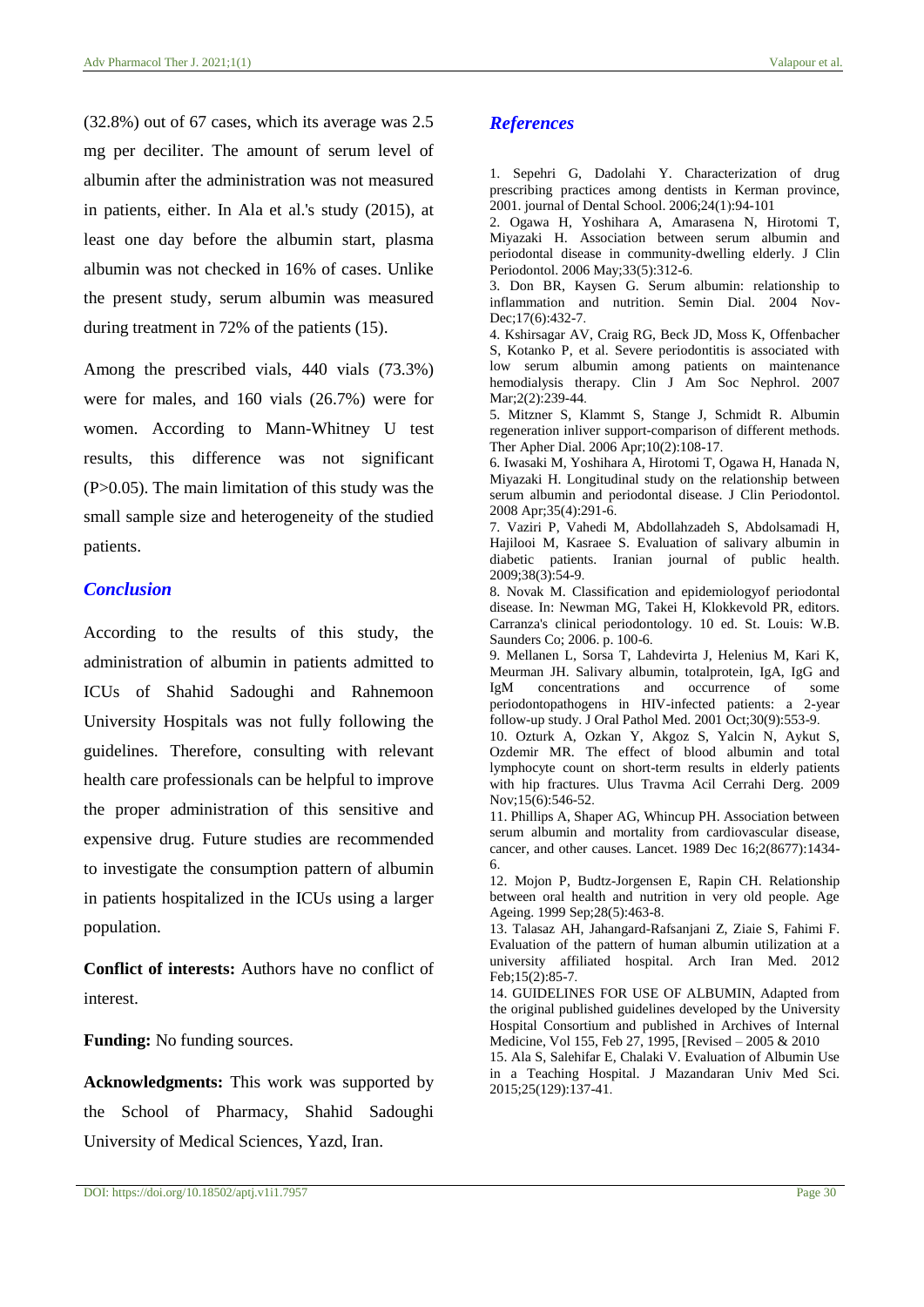(32.8%) out of 67 cases, which its average was 2.5 mg per deciliter. The amount of serum level of albumin after the administration was not measured in patients, either. In Ala et al.'s study (2015), at least one day before the albumin start, plasma albumin was not checked in 16% of cases. Unlike the present study, serum albumin was measured during treatment in 72% of the patients (15).

Among the prescribed vials, 440 vials (73.3%) were for males, and 160 vials (26.7%) were for women. According to Mann-Whitney U test results, this difference was not significant (P>0.05). The main limitation of this study was the small sample size and heterogeneity of the studied patients.

## *Conclusion*

According to the results of this study, the administration of albumin in patients admitted to ICUs of Shahid Sadoughi and Rahnemoon University Hospitals was not fully following the guidelines. Therefore, consulting with relevant health care professionals can be helpful to improve the proper administration of this sensitive and expensive drug. Future studies are recommended to investigate the consumption pattern of albumin in patients hospitalized in the ICUs using a larger population.

**Conflict of interests:** Authors have no conflict of interest.

**Funding:** No funding sources.

**Acknowledgments:** This work was supported by the School of Pharmacy, Shahid Sadoughi University of Medical Sciences, Yazd, Iran.

## *References*

1. Sepehri G, Dadolahi Y. Characterization of drug prescribing practices among dentists in Kerman province, 2001. journal of Dental School. 2006;24(1):94-101
2. Ogawa H, Yoshihara A, Amarasena N, Hirotomi T, Miyazaki H. Association between serum albumin and periodontal disease in community-dwelling elderly. J Clin Periodontol. 2006 May;33(5):312-6.
3. Don BR, Kaysen G. Serum albumin: relationship to inflammation and nutrition. Semin Dial. 2004 Nov-Dec;17(6):432-7.
4. Kshirsagar AV, Craig RG, Beck JD, Moss K, Offenbacher S, Kotanko P, et al. Severe periodontitis is associated with low serum albumin among patients on maintenance hemodialysis therapy. Clin J Am Soc Nephrol. 2007 Mar;2(2):239-44.
5. Mitzner S, Klammt S, Stange J, Schmidt R. Albumin regeneration inliver support-comparison of different methods. Ther Apher Dial. 2006 Apr;10(2):108-17.
6. Iwasaki M, Yoshihara A, Hirotomi T, Ogawa H, Hanada N, Miyazaki H. Longitudinal study on the relationship between serum albumin and periodontal disease. J Clin Periodontol. 2008 Apr;35(4):291-6.
7. Vaziri P, Vahedi M, Abdollahzadeh S, Abdolsamadi H, Hajilooi M, Kasraee S. Evaluation of salivary albumin in diabetic patients. Iranian journal of public health. 2009;38(3):54-9.
8. Novak M. Classification and epidemiologyof periodontal disease. In: Newman MG, Takei H, Klokkevold PR, editors. Carranza's clinical periodontology. 10 ed. St. Louis: W.B. Saunders Co; 2006. p. 100-6.
9. Mellanen L, Sorsa T, Lahdevirta J, Helenius M, Kari K, Meurman JH. Salivary albumin, totalprotein, IgA, IgG and IgM concentrations and occurrence of some periodontopathogens in HIV-infected patients: a 2-year follow-up study. J Oral Pathol Med. 2001 Oct;30(9):553-9.
10. Ozturk A, Ozkan Y, Akgoz S, Yalcin N, Aykut S, Ozdemir MR. The effect of blood albumin and total lymphocyte count on short-term results in elderly patients with hip fractures. Ulus Travma Acil Cerrahi Derg. 2009 Nov;15(6):546-52.
11. Phillips A, Shaper AG, Whincup PH. Association between serum albumin and mortality from cardiovascular disease, cancer, and other causes. Lancet. 1989 Dec 16;2(8677):1434-6.
12. Mojon P, Budtz-Jorgensen E, Rapin CH. Relationship between oral health and nutrition in very old people. Age Ageing. 1999 Sep;28(5):463-8.
13. Talasaz AH, Jahangard-Rafsanjani Z, Ziaie S, Fahimi F. Evaluation of the pattern of human albumin utilization at a university affiliated hospital. Arch Iran Med. 2012 Feb;15(2):85-7.
14. GUIDELINES FOR USE OF ALBUMIN, Adapted from the original published guidelines developed by the University Hospital Consortium and published in Archives of Internal Medicine, Vol 155, Feb 27, 1995, [Revised – 2005 & 2010
15. Ala S, Salehifar E, Chalaki V. Evaluation of Albumin Use in a Teaching Hospital. J Mazandaran Univ Med Sci. 2015;25(129):137-41.